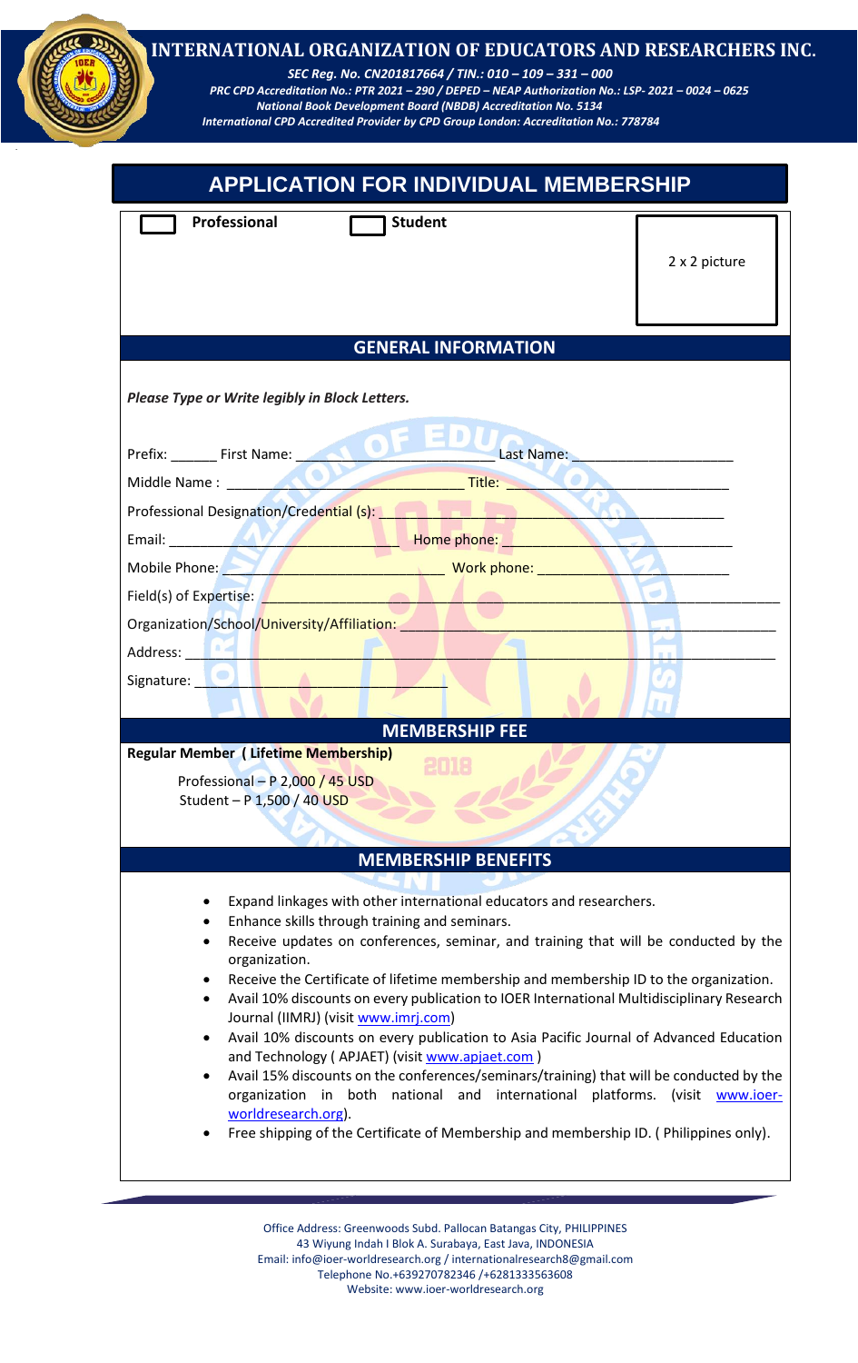# INTERNATIONAL ORGANIZATION OF EDUCATORS AND RESEARCHERS INC.

*SEC Reg. No. CN201817664 / TIN.: 010 – 109 – 331 – 000*
*PRC CPD Accreditation No.: PTR 2021 – 290 / DEPED – NEAP Authorization No.: LSP- 2021 – 0024 – 0625*
*National Book Development Board (NBDB) Accreditation No. 5134*
*International CPD Accredited Provider by CPD Group London: Accreditation No.: 778784*

## APPLICATION FOR INDIVIDUAL MEMBERSHIP

☐ **Professional** ☐ **Student**

2 x 2 picture

## GENERAL INFORMATION

***Please Type or Write legibly in Block Letters.***

Prefix: ______ First Name: ______________________ Last Name: ____________________

Middle Name : ______________________________ Title: ___________________________

Professional Designation/Credential (s): ______________________________________

Email: ____________________________ Home phone: ____________________________

Mobile Phone: ____________________________ Work phone: _______________________

Field(s) of Expertise: ____________________________________________________

Organization/School/University/Affiliation: ___________________________________

Address: _______________________________________________________________

Signature: ____________________________

## MEMBERSHIP FEE

**Regular Member ( Lifetime Membership)**

Professional – P 2,000 / 45 USD
Student – P 1,500 / 40 USD

## MEMBERSHIP BENEFITS

- Expand linkages with other international educators and researchers.
- Enhance skills through training and seminars.
- Receive updates on conferences, seminar, and training that will be conducted by the organization.
- Receive the Certificate of lifetime membership and membership ID to the organization.
- Avail 10% discounts on every publication to IOER International Multidisciplinary Research Journal (IIMRJ) (visit www.imrj.com)
- Avail 10% discounts on every publication to Asia Pacific Journal of Advanced Education and Technology ( APJAET) (visit www.apjaet.com )
- Avail 15% discounts on the conferences/seminars/training) that will be conducted by the organization in both national and international platforms. (visit www.ioer-worldresearch.org).
- Free shipping of the Certificate of Membership and membership ID. ( Philippines only).

Office Address: Greenwoods Subd. Pallocan Batangas City, PHILIPPINES
43 Wiyung Indah I Blok A. Surabaya, East Java, INDONESIA
Email: info@ioer-worldresearch.org / internationalresearch8@gmail.com
Telephone No.+639270782346 /+6281333563608
Website: www.ioer-worldresearch.org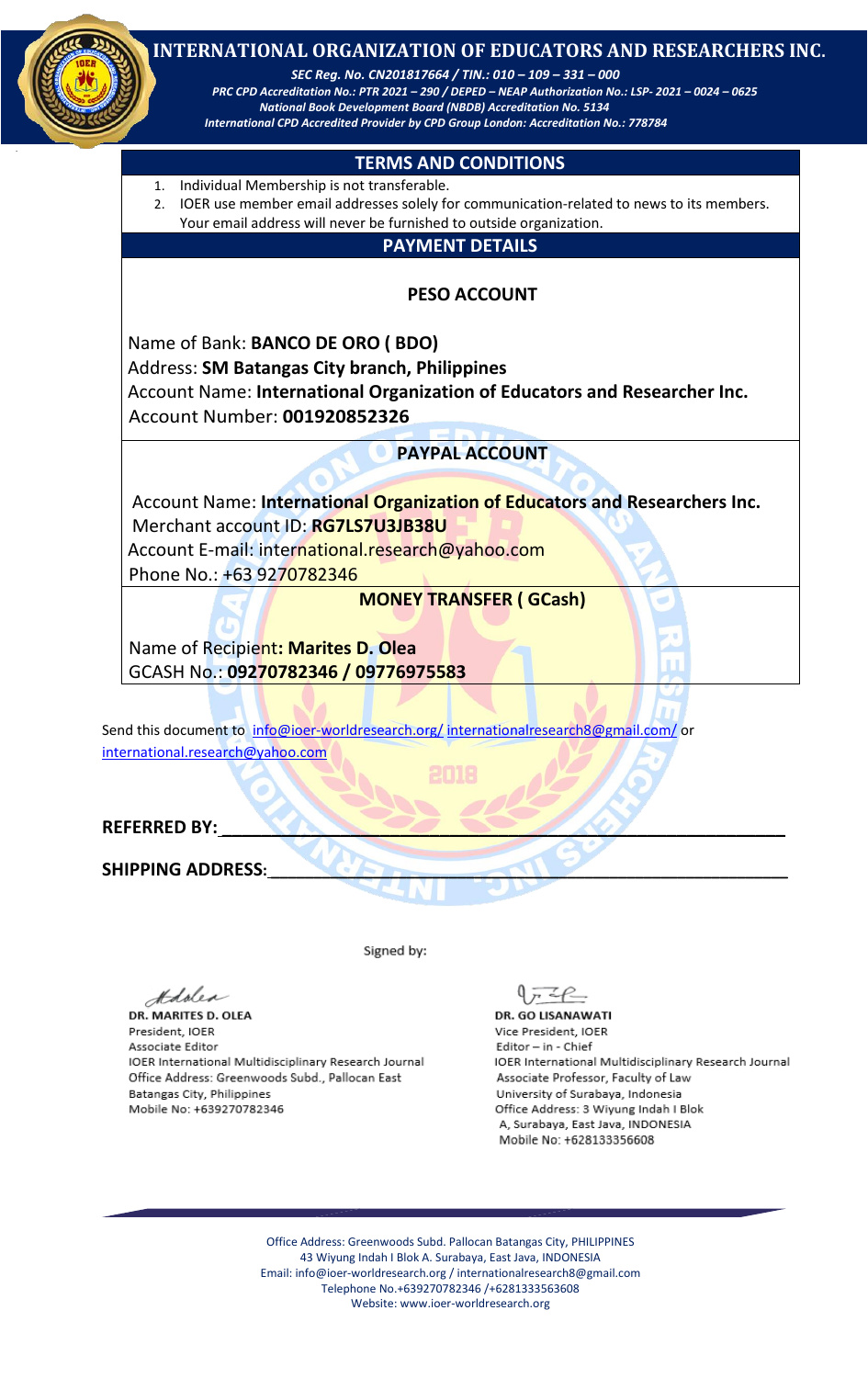# INTERNATIONAL ORGANIZATION OF EDUCATORS AND RESEARCHERS INC.

*SEC Reg. No. CN201817664 / TIN.: 010 – 109 – 331 – 000*
*PRC CPD Accreditation No.: PTR 2021 – 290 / DEPED – NEAP Authorization No.: LSP- 2021 – 0024 – 0625*
*National Book Development Board (NBDB) Accreditation No. 5134*
*International CPD Accredited Provider by CPD Group London: Accreditation No.: 778784*

## TERMS AND CONDITIONS

1. Individual Membership is not transferable.
2. IOER use member email addresses solely for communication-related to news to its members. Your email address will never be furnished to outside organization.

## PAYMENT DETAILS

### PESO ACCOUNT

Name of Bank: **BANCO DE ORO ( BDO)**
Address: **SM Batangas City branch, Philippines**
Account Name: **International Organization of Educators and Researcher Inc.**
Account Number: **001920852326**

### PAYPAL ACCOUNT

Account Name: **International Organization of Educators and Researchers Inc.**
Merchant account ID: **RG7LS7U3JB38U**
Account E-mail: international.research@yahoo.com
Phone No.: +63 9270782346

### MONEY TRANSFER ( GCash)

Name of Recipient**: Marites D. Olea**
GCASH No.: **09270782346 / 09776975583**

Send this document to info@ioer-worldresearch.org/ internationalresearch8@gmail.com/ or international.research@yahoo.com

**REFERRED BY:**\_\_\_\_\_\_\_\_\_\_\_\_\_\_\_\_\_\_\_\_\_\_\_\_\_\_\_\_\_\_\_\_\_\_\_\_\_\_\_\_\_\_\_\_\_\_\_\_\_\_\_\_

**SHIPPING ADDRESS:**\_\_\_\_\_\_\_\_\_\_\_\_\_\_\_\_\_\_\_\_\_\_\_\_\_\_\_\_\_\_\_\_\_\_\_\_\_\_\_\_\_\_\_\_\_\_\_\_

Signed by:

**DR. MARITES D. OLEA**
President, IOER
Associate Editor
IOER International Multidisciplinary Research Journal
Office Address: Greenwoods Subd., Pallocan East Batangas City, Philippines
Mobile No: +639270782346

**DR. GO LISANAWATI**
Vice President, IOER
Editor – in - Chief
IOER International Multidisciplinary Research Journal
Associate Professor, Faculty of Law
University of Surabaya, Indonesia
Office Address: 3 Wiyung Indah I Blok A, Surabaya, East Java, INDONESIA
Mobile No: +628133356608

Office Address: Greenwoods Subd. Pallocan Batangas City, PHILIPPINES
43 Wiyung Indah I Blok A. Surabaya, East Java, INDONESIA
Email: info@ioer-worldresearch.org / internationalresearch8@gmail.com
Telephone No.+639270782346 /+6281333563608
Website: www.ioer-worldresearch.org